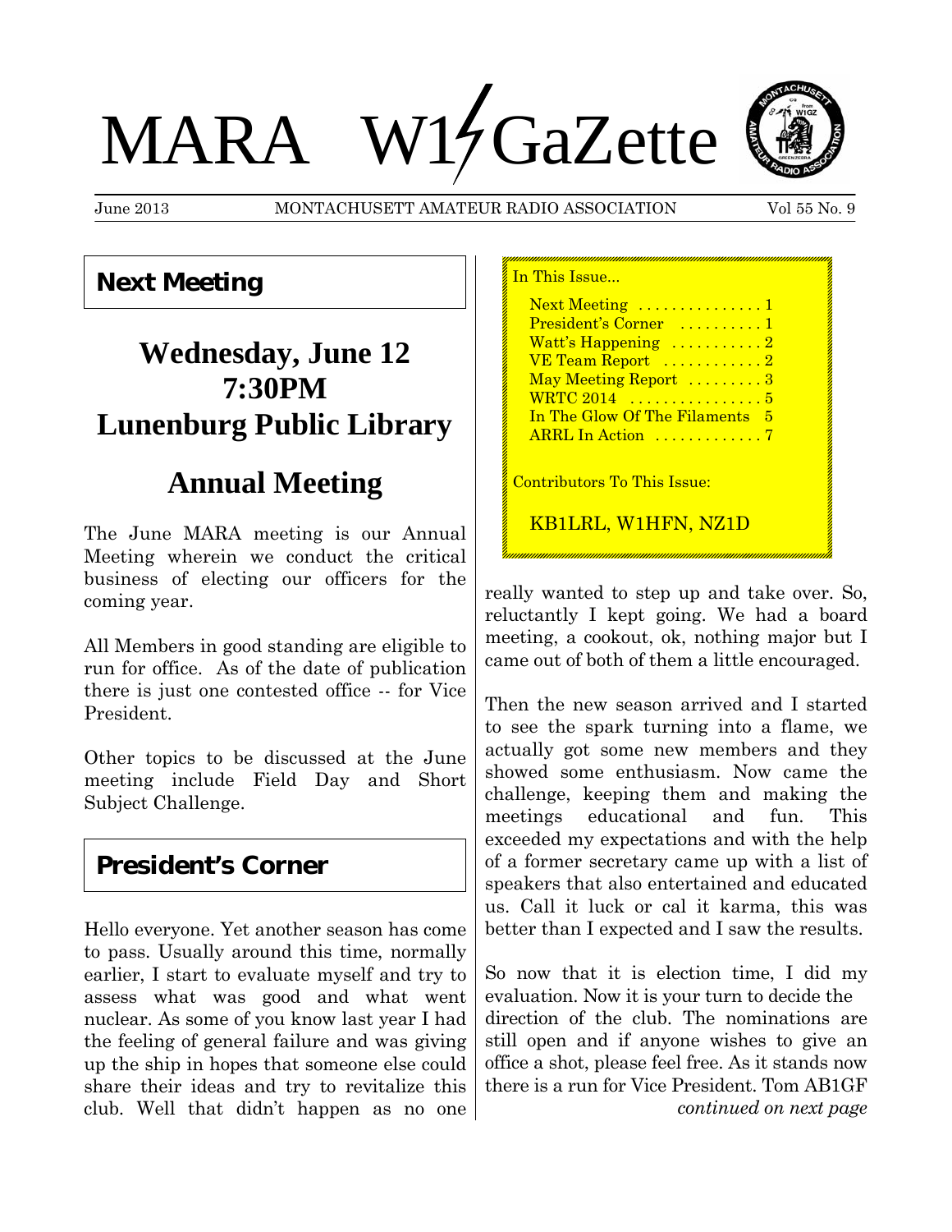# MARA W1GaZette

June 2013 — MONTACHUSETT AMATEUR RADIO ASSOCIATION — Vol 55 No. 9

## Next Meeting

### Wednesday, June 12
### 7:30PM
### Lunenburg Public Library

## Annual Meeting

The June MARA meeting is our Annual Meeting wherein we conduct the critical business of electing our officers for the coming year.

All Members in good standing are eligible to run for office. As of the date of publication there is just one contested office -- for Vice President.

Other topics to be discussed at the June meeting include Field Day and Short Subject Challenge.

## President's Corner

Hello everyone. Yet another season has come to pass. Usually around this time, normally earlier, I start to evaluate myself and try to assess what was good and what went nuclear. As some of you know last year I had the feeling of general failure and was giving up the ship in hopes that someone else could share their ideas and try to revitalize this club. Well that didn't happen as no one really wanted to step up and take over. So, reluctantly I kept going. We had a board meeting, a cookout, ok, nothing major but I came out of both of them a little encouraged.

Then the new season arrived and I started to see the spark turning into a flame, we actually got some new members and they showed some enthusiasm. Now came the challenge, keeping them and making the meetings educational and fun. This exceeded my expectations and with the help of a former secretary came up with a list of speakers that also entertained and educated us. Call it luck or cal it karma, this was better than I expected and I saw the results.

So now that it is election time, I did my evaluation. Now it is your turn to decide the direction of the club. The nominations are still open and if anyone wishes to give an office a shot, please feel free. As it stands now there is a run for Vice President. Tom AB1GF

*continued on next page*

---

**In This Issue...**

- Next Meeting ............... 1
- President's Corner .......... 1
- Watt's Happening ........... 2
- VE Team Report ............ 2
- May Meeting Report ......... 3
- WRTC 2014 ................ 5
- In The Glow Of The Filaments 5
- ARRL In Action ............. 7

**Contributors To This Issue:**

KB1LRL, W1HFN, NZ1D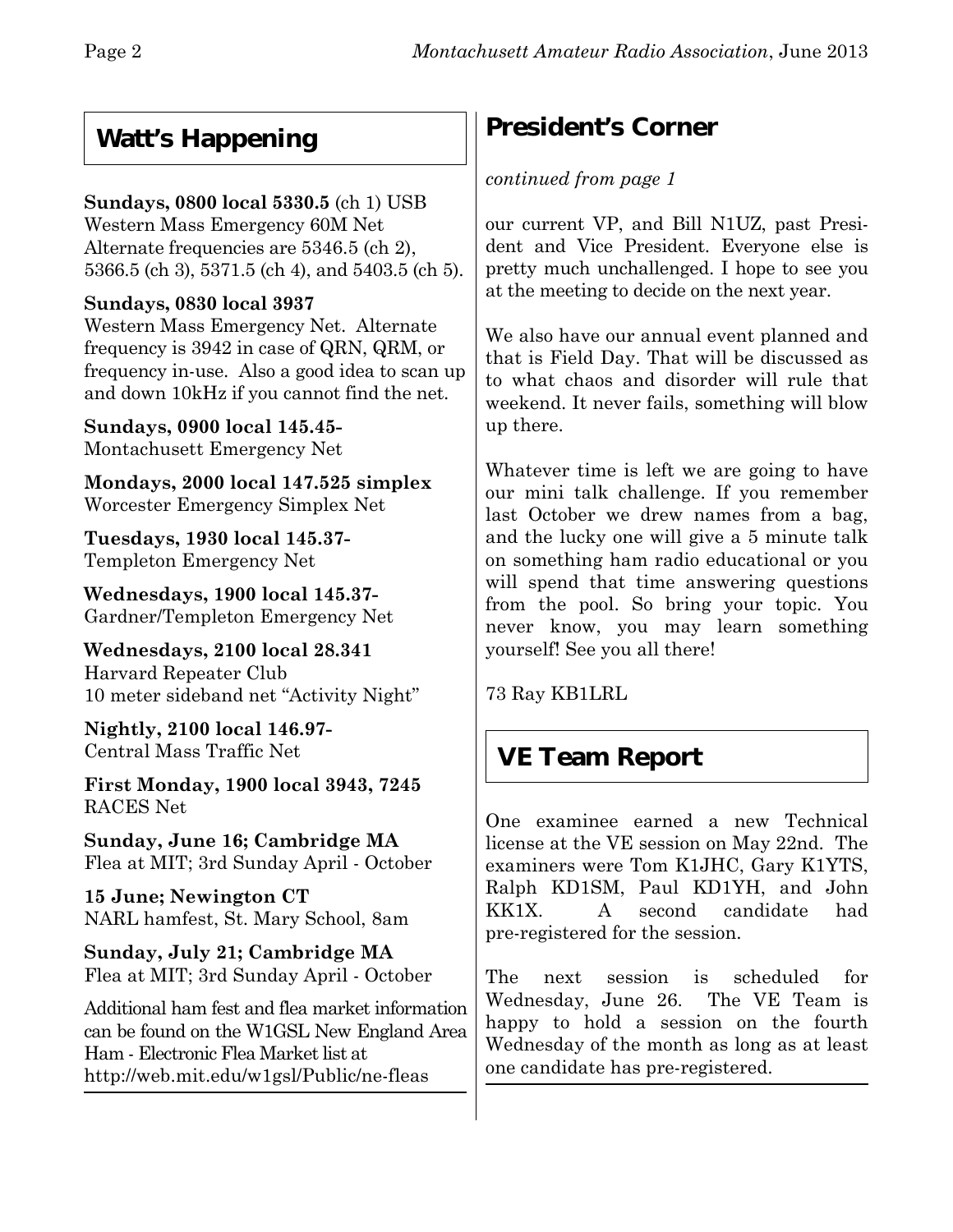## Watt's Happening

**Sundays, 0800 local 5330.5** (ch 1) USB
Western Mass Emergency 60M Net
Alternate frequencies are 5346.5 (ch 2), 5366.5 (ch 3), 5371.5 (ch 4), and 5403.5 (ch 5).

**Sundays, 0830 local 3937**
Western Mass Emergency Net. Alternate frequency is 3942 in case of QRN, QRM, or frequency in-use. Also a good idea to scan up and down 10kHz if you cannot find the net.

**Sundays, 0900 local 145.45-**
Montachusett Emergency Net

**Mondays, 2000 local 147.525 simplex**
Worcester Emergency Simplex Net

**Tuesdays, 1930 local 145.37-**
Templeton Emergency Net

**Wednesdays, 1900 local 145.37-**
Gardner/Templeton Emergency Net

**Wednesdays, 2100 local 28.341**
Harvard Repeater Club
10 meter sideband net "Activity Night"

**Nightly, 2100 local 146.97-**
Central Mass Traffic Net

**First Monday, 1900 local 3943, 7245**
RACES Net

**Sunday, June 16; Cambridge MA**
Flea at MIT; 3rd Sunday April - October

**15 June; Newington CT**
NARL hamfest, St. Mary School, 8am

**Sunday, July 21; Cambridge MA**
Flea at MIT; 3rd Sunday April - October

Additional ham fest and flea market information can be found on the W1GSL New England Area Ham - Electronic Flea Market list at http://web.mit.edu/w1gsl/Public/ne-fleas

## President's Corner

*continued from page 1*

our current VP, and Bill N1UZ, past President and Vice President. Everyone else is pretty much unchallenged. I hope to see you at the meeting to decide on the next year.

We also have our annual event planned and that is Field Day. That will be discussed as to what chaos and disorder will rule that weekend. It never fails, something will blow up there.

Whatever time is left we are going to have our mini talk challenge. If you remember last October we drew names from a bag, and the lucky one will give a 5 minute talk on something ham radio educational or you will spend that time answering questions from the pool. So bring your topic. You never know, you may learn something yourself! See you all there!

73 Ray KB1LRL

## VE Team Report

One examinee earned a new Technical license at the VE session on May 22nd. The examiners were Tom K1JHC, Gary K1YTS, Ralph KD1SM, Paul KD1YH, and John KK1X. A second candidate had pre-registered for the session.

The next session is scheduled for Wednesday, June 26. The VE Team is happy to hold a session on the fourth Wednesday of the month as long as at least one candidate has pre-registered.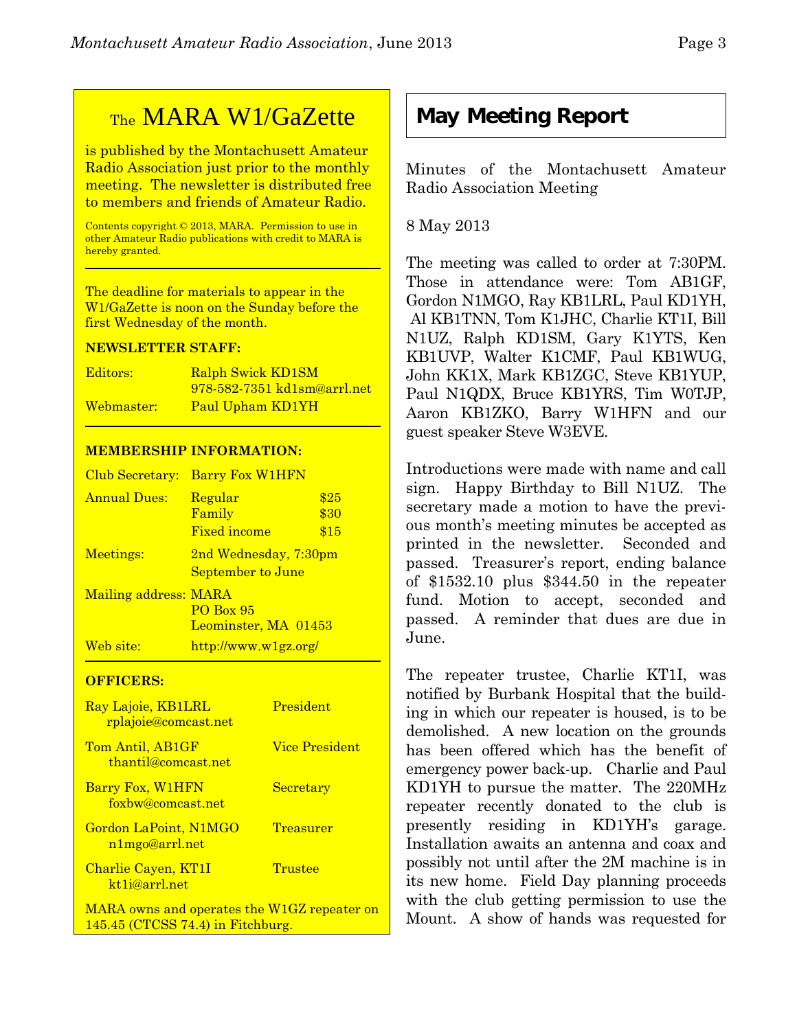## The MARA W1/GaZette

is published by the Montachusett Amateur Radio Association just prior to the monthly meeting. The newsletter is distributed free to members and friends of Amateur Radio.

Contents copyright © 2013, MARA. Permission to use in other Amateur Radio publications with credit to MARA is hereby granted.

The deadline for materials to appear in the W1/GaZette is noon on the Sunday before the first Wednesday of the month.

**NEWSLETTER STAFF:**

| | |
|---|---|
| Editors: | Ralph Swick KD1SM<br>978-582-7351 kd1sm@arrl.net |
| Webmaster: | Paul Upham KD1YH |

**MEMBERSHIP INFORMATION:**

| | | |
|---|---|---|
| Club Secretary: | Barry Fox W1HFN | |
| Annual Dues: | Regular | $25 |
| | Family | $30 |
| | Fixed income | $15 |
| Meetings: | 2nd Wednesday, 7:30pm<br>September to June | |
| Mailing address: | MARA<br>PO Box 95<br>Leominster, MA 01453 | |
| Web site: | http://www.w1gz.org/ | |

**OFFICERS:**

| | |
|---|---|
| Ray Lajoie, KB1LRL<br>rplajoie@comcast.net | President |
| Tom Antil, AB1GF<br>thantil@comcast.net | Vice President |
| Barry Fox, W1HFN<br>foxbw@comcast.net | Secretary |
| Gordon LaPoint, N1MGO<br>n1mgo@arrl.net | Treasurer |
| Charlie Cayen, KT1I<br>kt1i@arrl.net | Trustee |

MARA owns and operates the W1GZ repeater on 145.45 (CTCSS 74.4) in Fitchburg.

## May Meeting Report

Minutes of the Montachusett Amateur Radio Association Meeting

8 May 2013

The meeting was called to order at 7:30PM. Those in attendance were: Tom AB1GF, Gordon N1MGO, Ray KB1LRL, Paul KD1YH, Al KB1TNN, Tom K1JHC, Charlie KT1I, Bill N1UZ, Ralph KD1SM, Gary K1YTS, Ken KB1UVP, Walter K1CMF, Paul KB1WUG, John KK1X, Mark KB1ZGC, Steve KB1YUP, Paul N1QDX, Bruce KB1YRS, Tim W0TJP, Aaron KB1ZKO, Barry W1HFN and our guest speaker Steve W3EVE.

Introductions were made with name and call sign. Happy Birthday to Bill N1UZ. The secretary made a motion to have the previous month's meeting minutes be accepted as printed in the newsletter. Seconded and passed. Treasurer's report, ending balance of $1532.10 plus $344.50 in the repeater fund. Motion to accept, seconded and passed. A reminder that dues are due in June.

The repeater trustee, Charlie KT1I, was notified by Burbank Hospital that the building in which our repeater is housed, is to be demolished. A new location on the grounds has been offered which has the benefit of emergency power back-up. Charlie and Paul KD1YH to pursue the matter. The 220MHz repeater recently donated to the club is presently residing in KD1YH's garage. Installation awaits an antenna and coax and possibly not until after the 2M machine is in its new home. Field Day planning proceeds with the club getting permission to use the Mount. A show of hands was requested for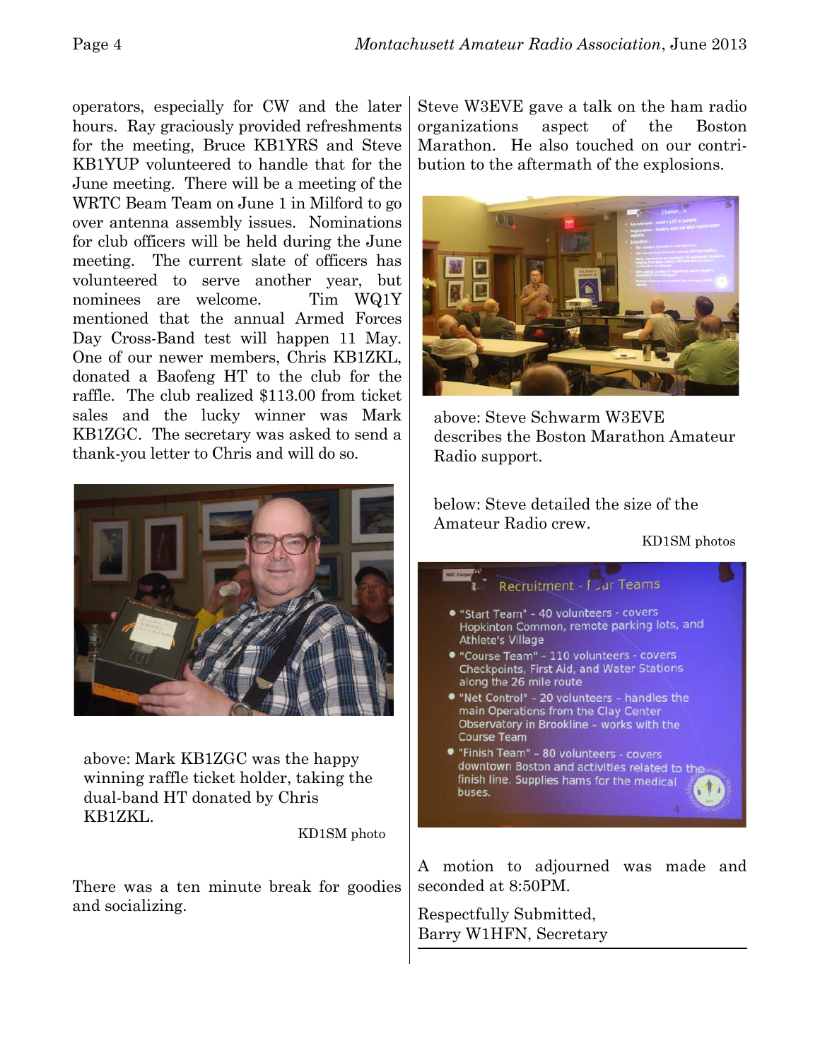operators, especially for CW and the later hours. Ray graciously provided refreshments for the meeting, Bruce KB1YRS and Steve KB1YUP volunteered to handle that for the June meeting. There will be a meeting of the WRTC Beam Team on June 1 in Milford to go over antenna assembly issues. Nominations for club officers will be held during the June meeting. The current slate of officers has volunteered to serve another year, but nominees are welcome. Tim WQ1Y mentioned that the annual Armed Forces Day Cross-Band test will happen 11 May. One of our newer members, Chris KB1ZKL, donated a Baofeng HT to the club for the raffle. The club realized $113.00 from ticket sales and the lucky winner was Mark KB1ZGC. The secretary was asked to send a thank-you letter to Chris and will do so.

above: Mark KB1ZGC was the happy winning raffle ticket holder, taking the dual-band HT donated by Chris KB1ZKL.

KD1SM photo

There was a ten minute break for goodies and socializing.

Steve W3EVE gave a talk on the ham radio organizations aspect of the Boston Marathon. He also touched on our contribution to the aftermath of the explosions.

above: Steve Schwarm W3EVE describes the Boston Marathon Amateur Radio support.

below: Steve detailed the size of the Amateur Radio crew.

KD1SM photos

A motion to adjourned was made and seconded at 8:50PM.

Respectfully Submitted,
Barry W1HFN, Secretary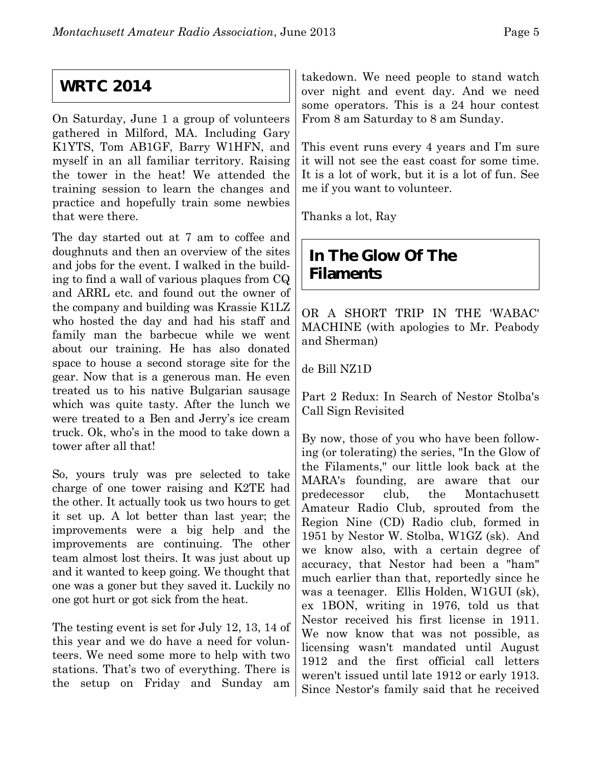## WRTC 2014

On Saturday, June 1 a group of volunteers gathered in Milford, MA. Including Gary K1YTS, Tom AB1GF, Barry W1HFN, and myself in an all familiar territory. Raising the tower in the heat! We attended the training session to learn the changes and practice and hopefully train some newbies that were there.

The day started out at 7 am to coffee and doughnuts and then an overview of the sites and jobs for the event. I walked in the building to find a wall of various plaques from CQ and ARRL etc. and found out the owner of the company and building was Krassie K1LZ who hosted the day and had his staff and family man the barbecue while we went about our training. He has also donated space to house a second storage site for the gear. Now that is a generous man. He even treated us to his native Bulgarian sausage which was quite tasty. After the lunch we were treated to a Ben and Jerry's ice cream truck. Ok, who's in the mood to take down a tower after all that!

So, yours truly was pre selected to take charge of one tower raising and K2TE had the other. It actually took us two hours to get it set up. A lot better than last year; the improvements were a big help and the improvements are continuing. The other team almost lost theirs. It was just about up and it wanted to keep going. We thought that one was a goner but they saved it. Luckily no one got hurt or got sick from the heat.

The testing event is set for July 12, 13, 14 of this year and we do have a need for volunteers. We need some more to help with two stations. That's two of everything. There is the setup on Friday and Sunday am takedown. We need people to stand watch over night and event day. And we need some operators. This is a 24 hour contest From 8 am Saturday to 8 am Sunday.

This event runs every 4 years and I'm sure it will not see the east coast for some time. It is a lot of work, but it is a lot of fun. See me if you want to volunteer.

Thanks a lot, Ray

## In The Glow Of The Filaments

OR A SHORT TRIP IN THE 'WABAC' MACHINE (with apologies to Mr. Peabody and Sherman)

de Bill NZ1D

Part 2 Redux: In Search of Nestor Stolba's Call Sign Revisited

By now, those of you who have been following (or tolerating) the series, "In the Glow of the Filaments," our little look back at the MARA's founding, are aware that our predecessor club, the Montachusett Amateur Radio Club, sprouted from the Region Nine (CD) Radio club, formed in 1951 by Nestor W. Stolba, W1GZ (sk). And we know also, with a certain degree of accuracy, that Nestor had been a "ham" much earlier than that, reportedly since he was a teenager. Ellis Holden, W1GUI (sk), ex 1BON, writing in 1976, told us that Nestor received his first license in 1911. We now know that was not possible, as licensing wasn't mandated until August 1912 and the first official call letters weren't issued until late 1912 or early 1913. Since Nestor's family said that he received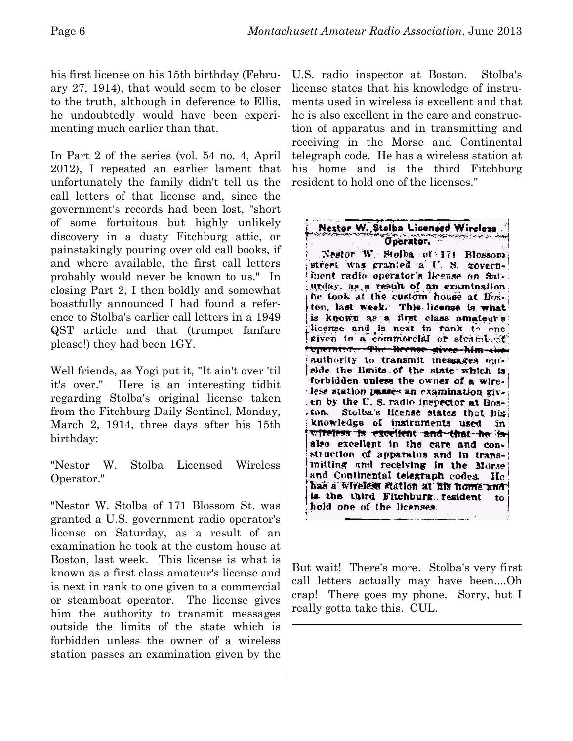his first license on his 15th birthday (February 27, 1914), that would seem to be closer to the truth, although in deference to Ellis, he undoubtedly would have been experimenting much earlier than that.

In Part 2 of the series (vol. 54 no. 4, April 2012), I repeated an earlier lament that unfortunately the family didn't tell us the call letters of that license and, since the government's records had been lost, "short of some fortuitous but highly unlikely discovery in a dusty Fitchburg attic, or painstakingly pouring over old call books, if and where available, the first call letters probably would never be known to us." In closing Part 2, I then boldly and somewhat boastfully announced I had found a reference to Stolba's earlier call letters in a 1949 QST article and that (trumpet fanfare please!) they had been 1GY.

Well friends, as Yogi put it, "It ain't over 'til it's over." Here is an interesting tidbit regarding Stolba's original license taken from the Fitchburg Daily Sentinel, Monday, March 2, 1914, three days after his 15th birthday:

"Nestor W. Stolba Licensed Wireless Operator."

"Nestor W. Stolba of 171 Blossom St. was granted a U.S. government radio operator's license on Saturday, as a result of an examination he took at the custom house at Boston, last week. This license is what is known as a first class amateur's license and is next in rank to one given to a commercial or steamboat operator. The license gives him the authority to transmit messages outside the limits of the state which is forbidden unless the owner of a wireless station passes an examination given by the U.S. radio inspector at Boston. Stolba's license states that his knowledge of instruments used in wireless is excellent and that he is also excellent in the care and construction of apparatus and in transmitting and receiving in the Morse and Continental telegraph code. He has a wireless station at his home and is the third Fitchburg resident to hold one of the licenses."

**Nestor W. Stolba Licensed Wireless Operator.**

Nestor W. Stolba of 171 Blossom street was granted a U. S. government radio operator's license on Saturday, as a result of an examination he took at the custom house at Boston, last week. This license is what is known as a first class amateur's license and is next in rank to one given to a commercial or steamboat operator. The license gives him the authority to transmit messages outside the limits of the state which is forbidden unless the owner of a wireless station passes an examination given by the U. S. radio inspector at Boston. Stolba's license states that his knowledge of instruments used in wireless is excellent and that he is also excellent in the care and construction of apparatus and in transmitting and receiving in the Morse and Continental telegraph codes. He has a wireless station at his home and is the third Fitchburg resident to hold one of the licenses.

But wait! There's more. Stolba's very first call letters actually may have been....Oh crap! There goes my phone. Sorry, but I really gotta take this. CUL.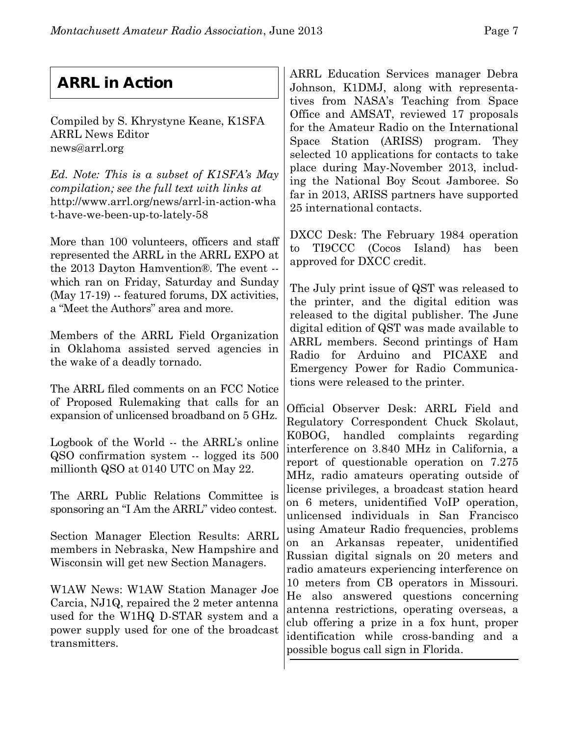## ARRL in Action

Compiled by S. Khrystyne Keane, K1SFA
ARRL News Editor
news@arrl.org

*Ed. Note: This is a subset of K1SFA's May compilation; see the full text with links at* http://www.arrl.org/news/arrl-in-action-what-have-we-been-up-to-lately-58

More than 100 volunteers, officers and staff represented the ARRL in the ARRL EXPO at the 2013 Dayton Hamvention®. The event -- which ran on Friday, Saturday and Sunday (May 17-19) -- featured forums, DX activities, a "Meet the Authors" area and more.

Members of the ARRL Field Organization in Oklahoma assisted served agencies in the wake of a deadly tornado.

The ARRL filed comments on an FCC Notice of Proposed Rulemaking that calls for an expansion of unlicensed broadband on 5 GHz.

Logbook of the World -- the ARRL's online QSO confirmation system -- logged its 500 millionth QSO at 0140 UTC on May 22.

The ARRL Public Relations Committee is sponsoring an "I Am the ARRL" video contest.

Section Manager Election Results: ARRL members in Nebraska, New Hampshire and Wisconsin will get new Section Managers.

W1AW News: W1AW Station Manager Joe Carcia, NJ1Q, repaired the 2 meter antenna used for the W1HQ D-STAR system and a power supply used for one of the broadcast transmitters.

ARRL Education Services manager Debra Johnson, K1DMJ, along with representatives from NASA's Teaching from Space Office and AMSAT, reviewed 17 proposals for the Amateur Radio on the International Space Station (ARISS) program. They selected 10 applications for contacts to take place during May-November 2013, including the National Boy Scout Jamboree. So far in 2013, ARISS partners have supported 25 international contacts.

DXCC Desk: The February 1984 operation to TI9CCC (Cocos Island) has been approved for DXCC credit.

The July print issue of QST was released to the printer, and the digital edition was released to the digital publisher. The June digital edition of QST was made available to ARRL members. Second printings of Ham Radio for Arduino and PICAXE and Emergency Power for Radio Communications were released to the printer.

Official Observer Desk: ARRL Field and Regulatory Correspondent Chuck Skolaut, K0BOG, handled complaints regarding interference on 3.840 MHz in California, a report of questionable operation on 7.275 MHz, radio amateurs operating outside of license privileges, a broadcast station heard on 6 meters, unidentified VoIP operation, unlicensed individuals in San Francisco using Amateur Radio frequencies, problems on an Arkansas repeater, unidentified Russian digital signals on 20 meters and radio amateurs experiencing interference on 10 meters from CB operators in Missouri. He also answered questions concerning antenna restrictions, operating overseas, a club offering a prize in a fox hunt, proper identification while cross-banding and a possible bogus call sign in Florida.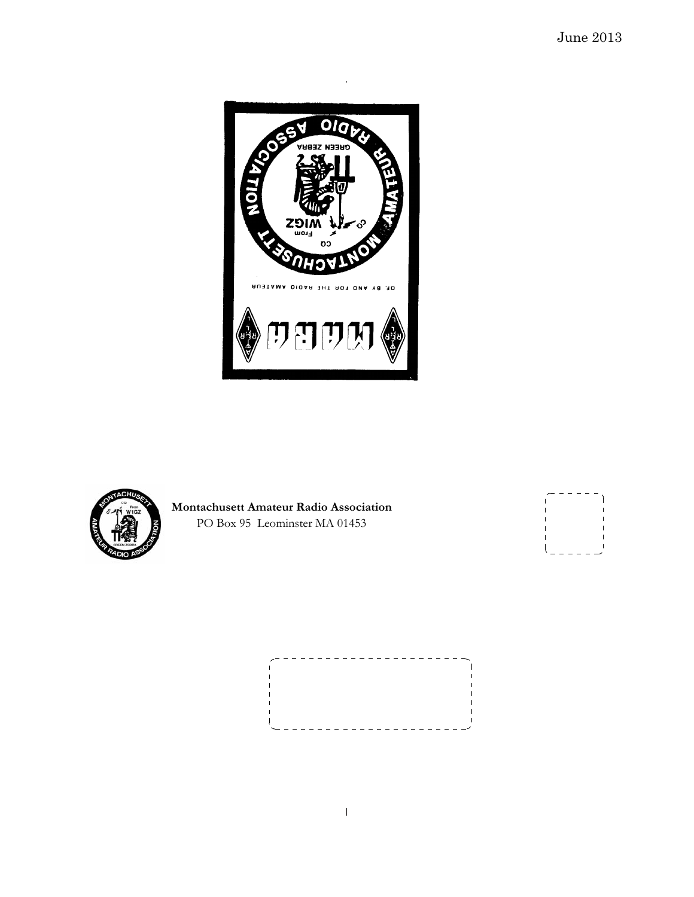June 2013

**Montachusett Amateur Radio Association**

PO Box 95 Leominster MA 01453